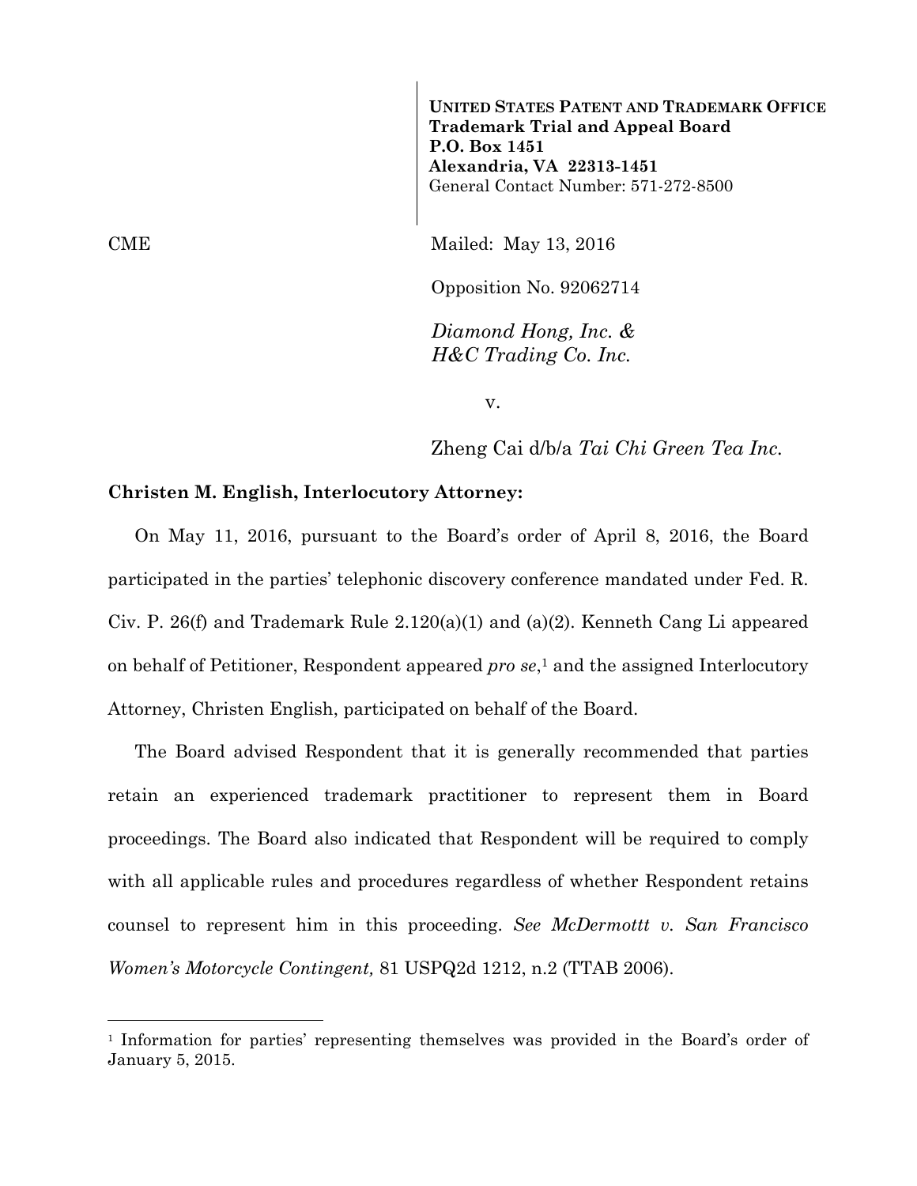**UNITED STATES PATENT AND TRADEMARK OFFICE**
**Trademark Trial and Appeal Board**
**P.O. Box 1451**
**Alexandria, VA 22313-1451**
General Contact Number: 571-272-8500

CME

Mailed: May 13, 2016

Opposition No. 92062714

*Diamond Hong, Inc. &*
*H&C Trading Co. Inc.*

v.

Zheng Cai d/b/a *Tai Chi Green Tea Inc.*

**Christen M. English, Interlocutory Attorney:**

On May 11, 2016, pursuant to the Board's order of April 8, 2016, the Board participated in the parties' telephonic discovery conference mandated under Fed. R. Civ. P. 26(f) and Trademark Rule 2.120(a)(1) and (a)(2). Kenneth Cang Li appeared on behalf of Petitioner, Respondent appeared *pro se*,[1] and the assigned Interlocutory Attorney, Christen English, participated on behalf of the Board.

The Board advised Respondent that it is generally recommended that parties retain an experienced trademark practitioner to represent them in Board proceedings. The Board also indicated that Respondent will be required to comply with all applicable rules and procedures regardless of whether Respondent retains counsel to represent him in this proceeding. *See McDermottt v. San Francisco Women's Motorcycle Contingent,* 81 USPQ2d 1212, n.2 (TTAB 2006).

---

[1] Information for parties' representing themselves was provided in the Board's order of January 5, 2015.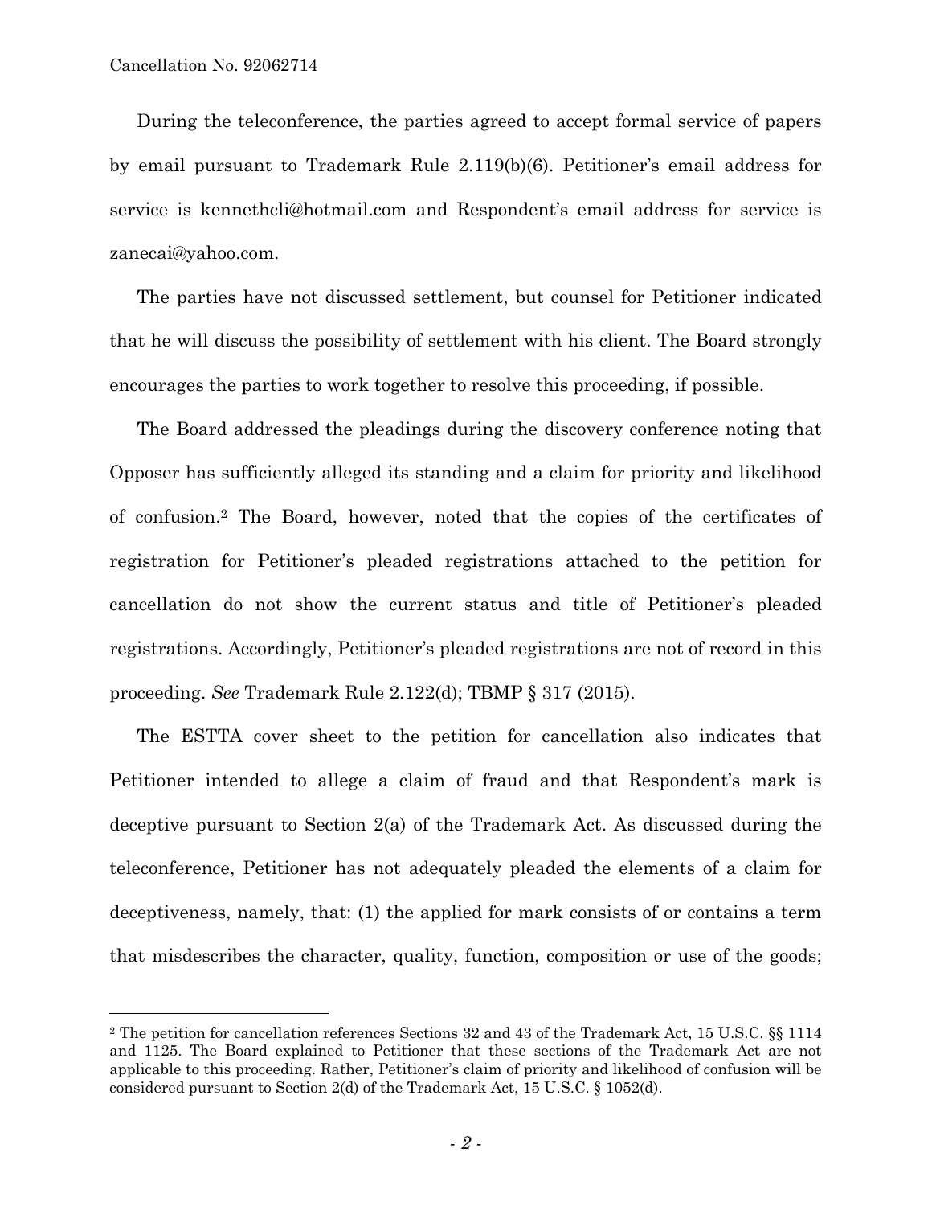During the teleconference, the parties agreed to accept formal service of papers by email pursuant to Trademark Rule 2.119(b)(6). Petitioner's email address for service is kennethcli@hotmail.com and Respondent's email address for service is zanecai@yahoo.com.

The parties have not discussed settlement, but counsel for Petitioner indicated that he will discuss the possibility of settlement with his client. The Board strongly encourages the parties to work together to resolve this proceeding, if possible.

The Board addressed the pleadings during the discovery conference noting that Opposer has sufficiently alleged its standing and a claim for priority and likelihood of confusion.[2] The Board, however, noted that the copies of the certificates of registration for Petitioner's pleaded registrations attached to the petition for cancellation do not show the current status and title of Petitioner's pleaded registrations. Accordingly, Petitioner's pleaded registrations are not of record in this proceeding. *See* Trademark Rule 2.122(d); TBMP § 317 (2015).

The ESTTA cover sheet to the petition for cancellation also indicates that Petitioner intended to allege a claim of fraud and that Respondent's mark is deceptive pursuant to Section 2(a) of the Trademark Act. As discussed during the teleconference, Petitioner has not adequately pleaded the elements of a claim for deceptiveness, namely, that: (1) the applied for mark consists of or contains a term that misdescribes the character, quality, function, composition or use of the goods;

---

[2] The petition for cancellation references Sections 32 and 43 of the Trademark Act, 15 U.S.C. §§ 1114 and 1125. The Board explained to Petitioner that these sections of the Trademark Act are not applicable to this proceeding. Rather, Petitioner's claim of priority and likelihood of confusion will be considered pursuant to Section 2(d) of the Trademark Act, 15 U.S.C. § 1052(d).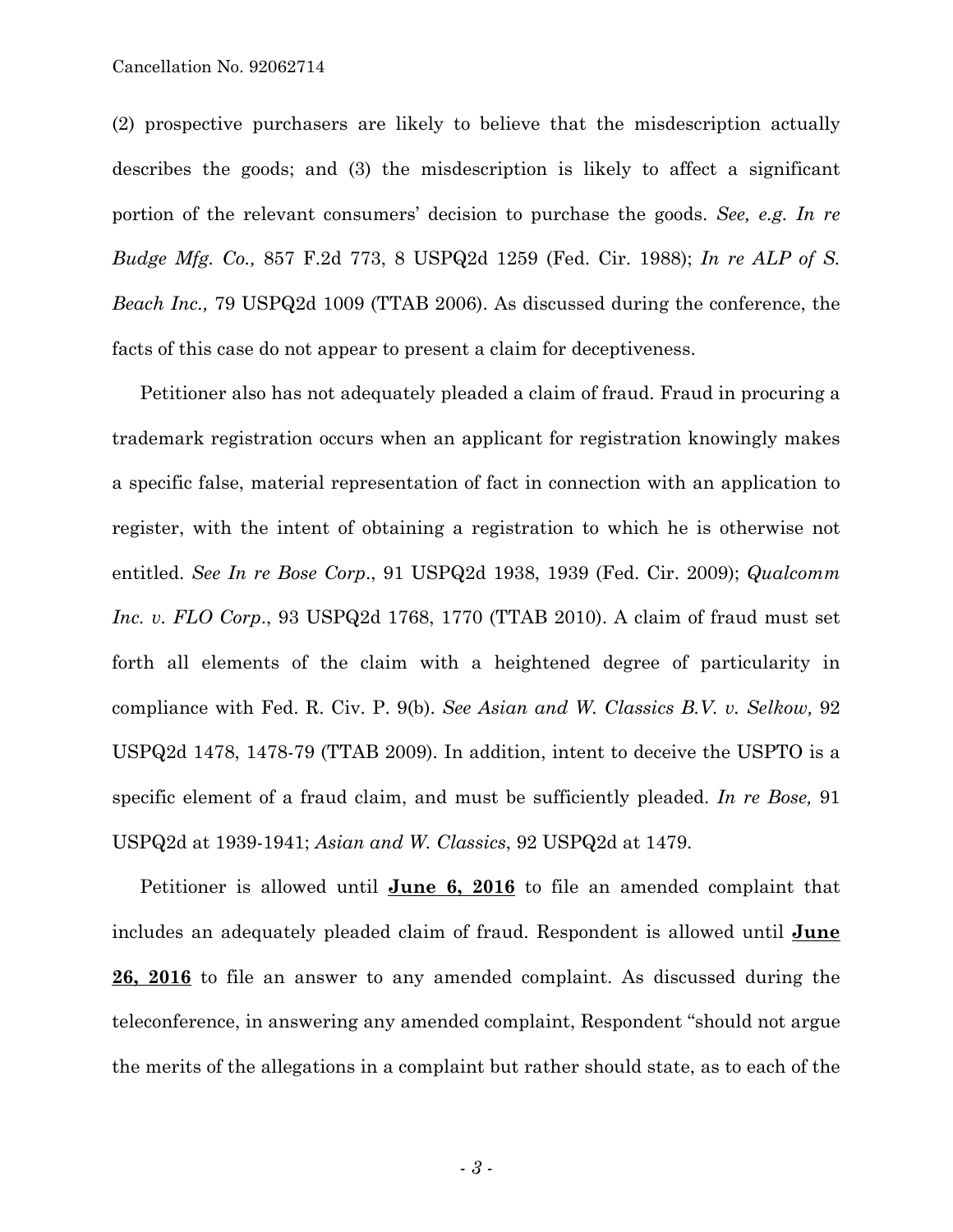(2) prospective purchasers are likely to believe that the misdescription actually describes the goods; and (3) the misdescription is likely to affect a significant portion of the relevant consumers' decision to purchase the goods. *See, e.g. In re Budge Mfg. Co.,* 857 F.2d 773, 8 USPQ2d 1259 (Fed. Cir. 1988); *In re ALP of S. Beach Inc.,* 79 USPQ2d 1009 (TTAB 2006). As discussed during the conference, the facts of this case do not appear to present a claim for deceptiveness.

Petitioner also has not adequately pleaded a claim of fraud. Fraud in procuring a trademark registration occurs when an applicant for registration knowingly makes a specific false, material representation of fact in connection with an application to register, with the intent of obtaining a registration to which he is otherwise not entitled. *See In re Bose Corp*., 91 USPQ2d 1938, 1939 (Fed. Cir. 2009); *Qualcomm Inc. v. FLO Corp*., 93 USPQ2d 1768, 1770 (TTAB 2010). A claim of fraud must set forth all elements of the claim with a heightened degree of particularity in compliance with Fed. R. Civ. P. 9(b). *See Asian and W. Classics B.V. v. Selkow,* 92 USPQ2d 1478, 1478-79 (TTAB 2009). In addition, intent to deceive the USPTO is a specific element of a fraud claim, and must be sufficiently pleaded. *In re Bose,* 91 USPQ2d at 1939-1941; *Asian and W. Classics*, 92 USPQ2d at 1479.

Petitioner is allowed until **June 6, 2016** to file an amended complaint that includes an adequately pleaded claim of fraud. Respondent is allowed until **June 26, 2016** to file an answer to any amended complaint. As discussed during the teleconference, in answering any amended complaint, Respondent "should not argue the merits of the allegations in a complaint but rather should state, as to each of the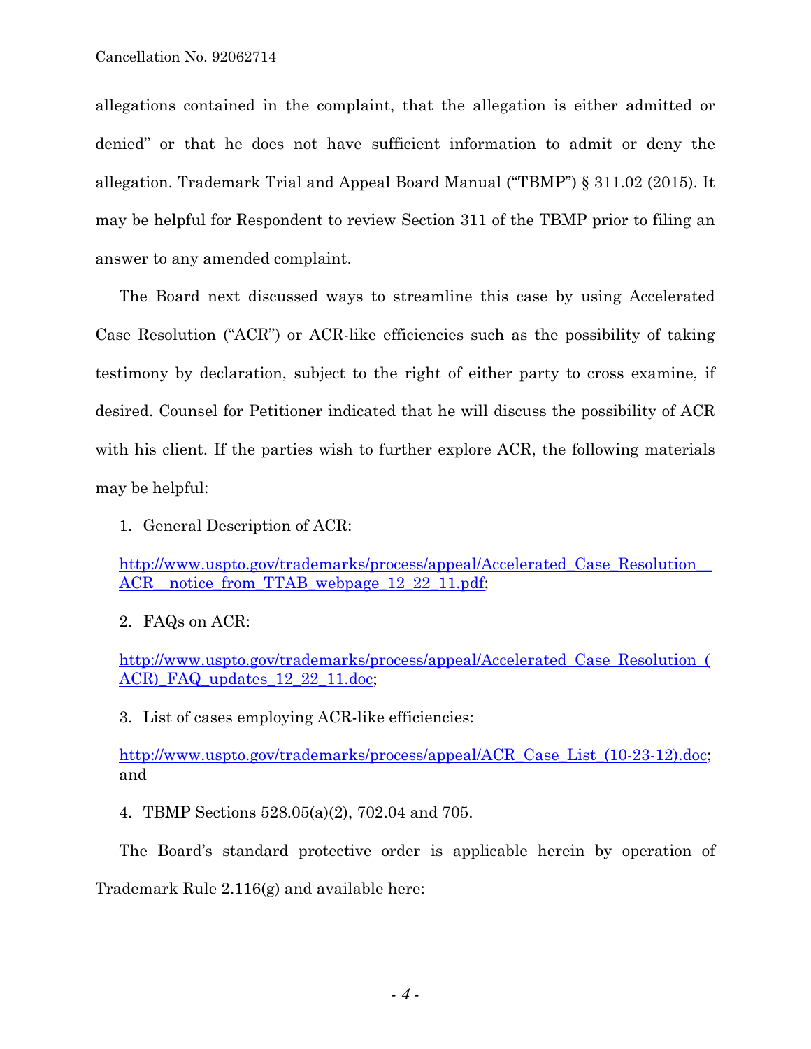allegations contained in the complaint, that the allegation is either admitted or denied" or that he does not have sufficient information to admit or deny the allegation. Trademark Trial and Appeal Board Manual ("TBMP") § 311.02 (2015). It may be helpful for Respondent to review Section 311 of the TBMP prior to filing an answer to any amended complaint.

The Board next discussed ways to streamline this case by using Accelerated Case Resolution ("ACR") or ACR-like efficiencies such as the possibility of taking testimony by declaration, subject to the right of either party to cross examine, if desired. Counsel for Petitioner indicated that he will discuss the possibility of ACR with his client. If the parties wish to further explore ACR, the following materials may be helpful:

1. General Description of ACR:

   http://www.uspto.gov/trademarks/process/appeal/Accelerated_Case_Resolution__ACR__notice_from_TTAB_webpage_12_22_11.pdf;

2. FAQs on ACR:

   http://www.uspto.gov/trademarks/process/appeal/Accelerated_Case_Resolution_(ACR)_FAQ_updates_12_22_11.doc;

3. List of cases employing ACR-like efficiencies:

   http://www.uspto.gov/trademarks/process/appeal/ACR_Case_List_(10-23-12).doc; and

4. TBMP Sections 528.05(a)(2), 702.04 and 705.

The Board's standard protective order is applicable herein by operation of Trademark Rule 2.116(g) and available here: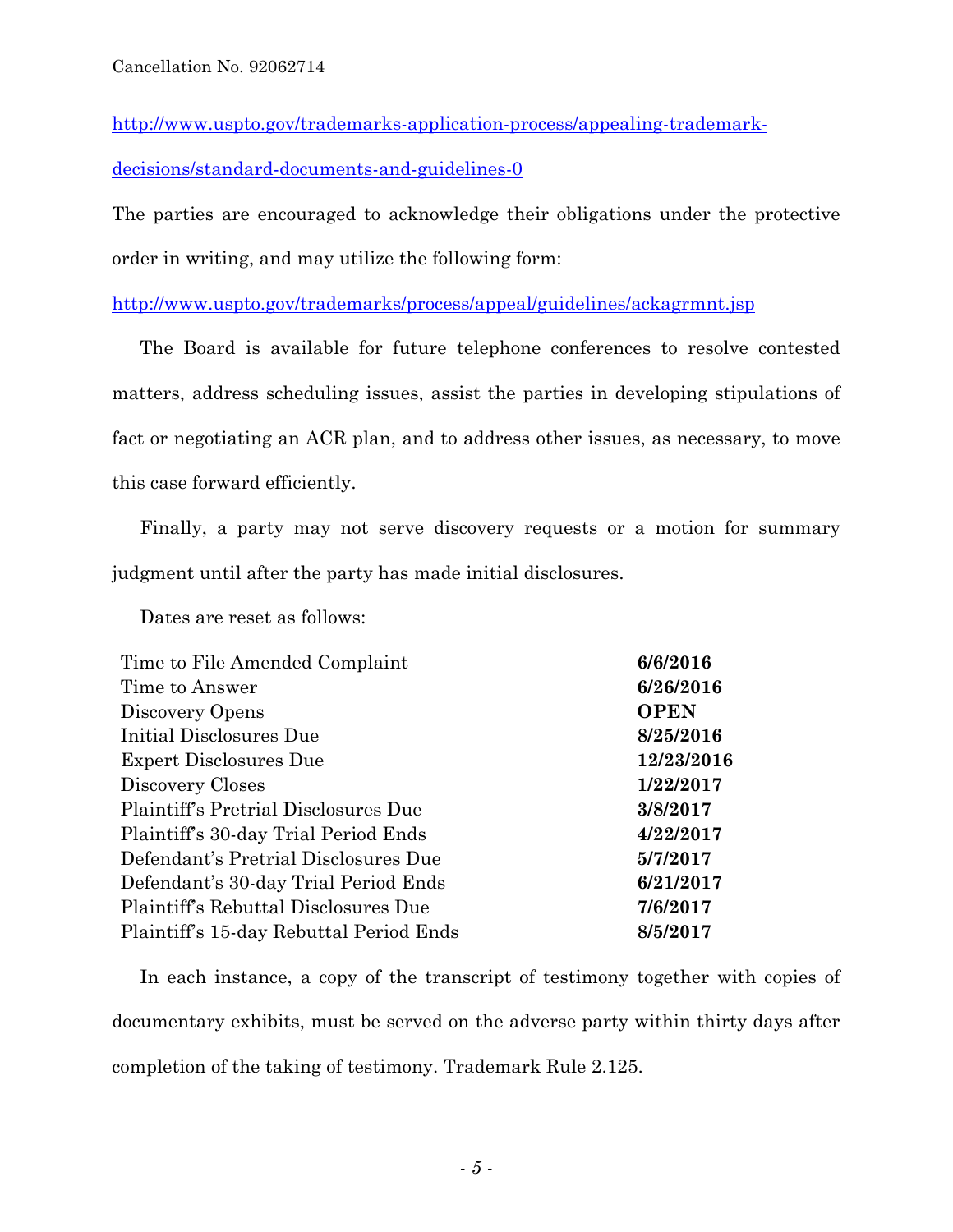http://www.uspto.gov/trademarks-application-process/appealing-trademark-decisions/standard-documents-and-guidelines-0

The parties are encouraged to acknowledge their obligations under the protective order in writing, and may utilize the following form:

http://www.uspto.gov/trademarks/process/appeal/guidelines/ackagrmnt.jsp

The Board is available for future telephone conferences to resolve contested matters, address scheduling issues, assist the parties in developing stipulations of fact or negotiating an ACR plan, and to address other issues, as necessary, to move this case forward efficiently.

Finally, a party may not serve discovery requests or a motion for summary judgment until after the party has made initial disclosures.

Dates are reset as follows:

| | |
|---|---|
| Time to File Amended Complaint | **6/6/2016** |
| Time to Answer | **6/26/2016** |
| Discovery Opens | **OPEN** |
| Initial Disclosures Due | **8/25/2016** |
| Expert Disclosures Due | **12/23/2016** |
| Discovery Closes | **1/22/2017** |
| Plaintiff's Pretrial Disclosures Due | **3/8/2017** |
| Plaintiff's 30-day Trial Period Ends | **4/22/2017** |
| Defendant's Pretrial Disclosures Due | **5/7/2017** |
| Defendant's 30-day Trial Period Ends | **6/21/2017** |
| Plaintiff's Rebuttal Disclosures Due | **7/6/2017** |
| Plaintiff's 15-day Rebuttal Period Ends | **8/5/2017** |

In each instance, a copy of the transcript of testimony together with copies of documentary exhibits, must be served on the adverse party within thirty days after completion of the taking of testimony. Trademark Rule 2.125.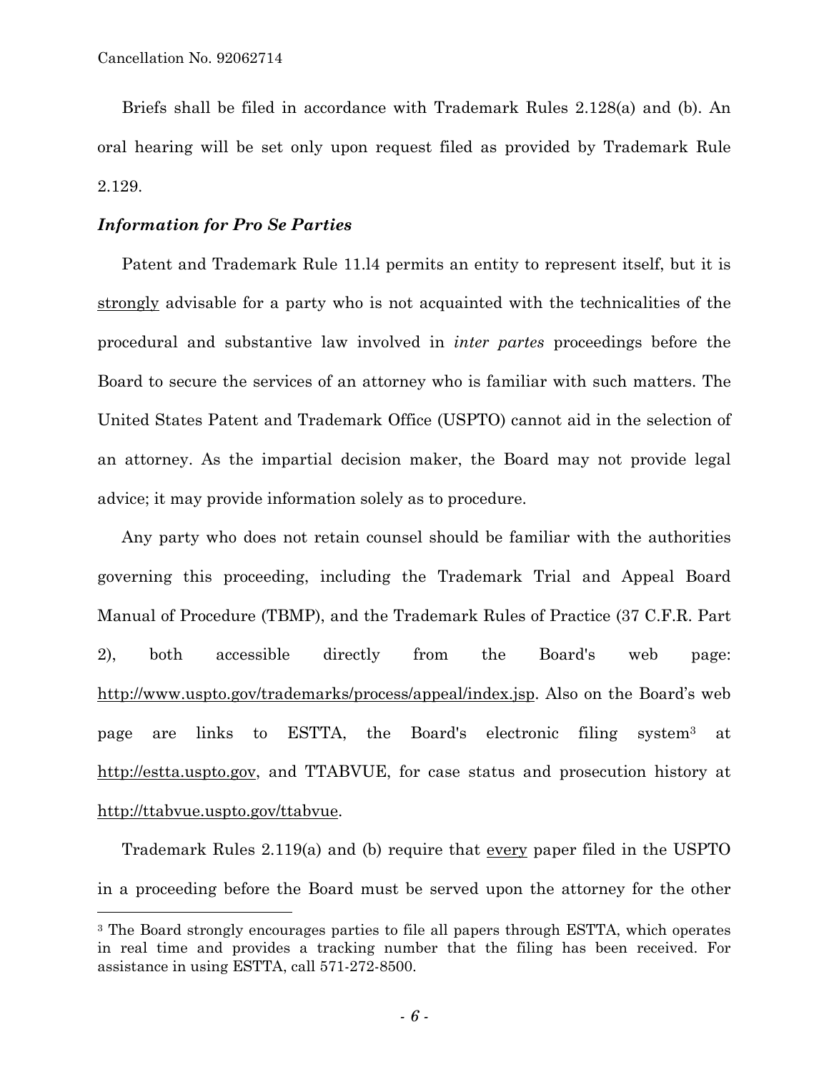Briefs shall be filed in accordance with Trademark Rules 2.128(a) and (b). An oral hearing will be set only upon request filed as provided by Trademark Rule 2.129.

***Information for Pro Se Parties***

Patent and Trademark Rule 11.l4 permits an entity to represent itself, but it is strongly advisable for a party who is not acquainted with the technicalities of the procedural and substantive law involved in *inter partes* proceedings before the Board to secure the services of an attorney who is familiar with such matters. The United States Patent and Trademark Office (USPTO) cannot aid in the selection of an attorney. As the impartial decision maker, the Board may not provide legal advice; it may provide information solely as to procedure.

Any party who does not retain counsel should be familiar with the authorities governing this proceeding, including the Trademark Trial and Appeal Board Manual of Procedure (TBMP), and the Trademark Rules of Practice (37 C.F.R. Part 2), both accessible directly from the Board's web page: http://www.uspto.gov/trademarks/process/appeal/index.jsp. Also on the Board's web page are links to ESTTA, the Board's electronic filing system[3] at http://estta.uspto.gov, and TTABVUE, for case status and prosecution history at http://ttabvue.uspto.gov/ttabvue.

Trademark Rules 2.119(a) and (b) require that every paper filed in the USPTO in a proceeding before the Board must be served upon the attorney for the other

[3] The Board strongly encourages parties to file all papers through ESTTA, which operates in real time and provides a tracking number that the filing has been received. For assistance in using ESTTA, call 571-272-8500.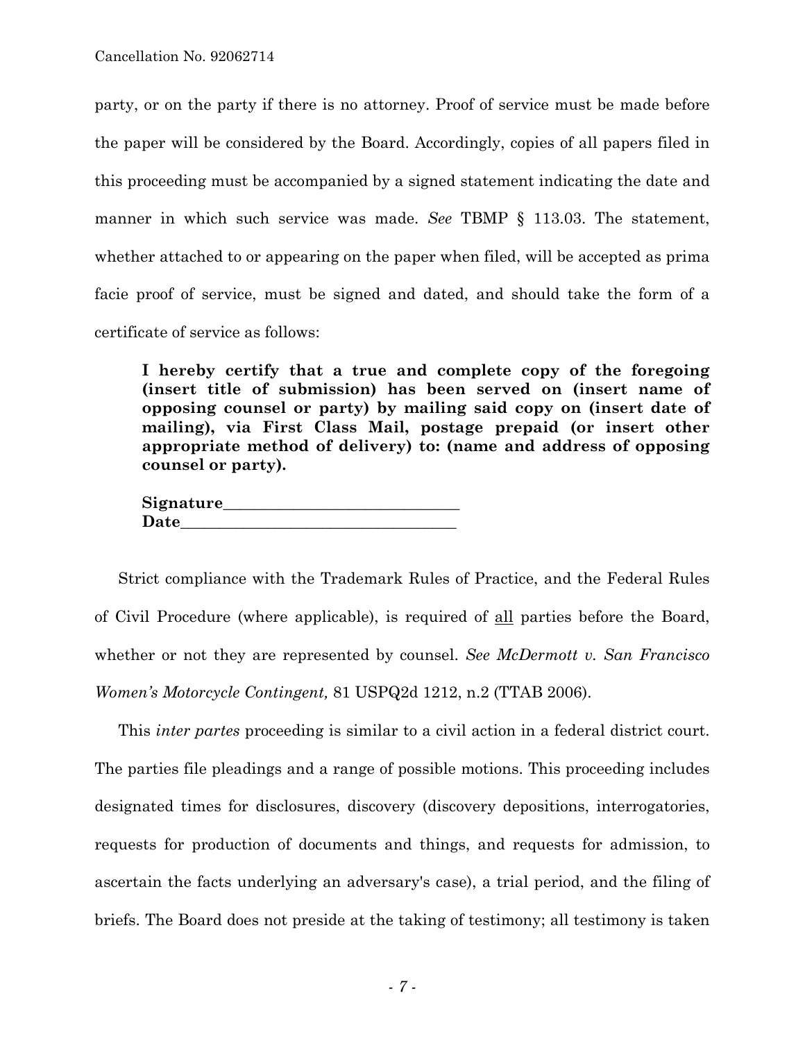party, or on the party if there is no attorney. Proof of service must be made before the paper will be considered by the Board. Accordingly, copies of all papers filed in this proceeding must be accompanied by a signed statement indicating the date and manner in which such service was made. *See* TBMP § 113.03. The statement, whether attached to or appearing on the paper when filed, will be accepted as prima facie proof of service, must be signed and dated, and should take the form of a certificate of service as follows:

> **I hereby certify that a true and complete copy of the foregoing (insert title of submission) has been served on (insert name of opposing counsel or party) by mailing said copy on (insert date of mailing), via First Class Mail, postage prepaid (or insert other appropriate method of delivery) to: (name and address of opposing counsel or party).**
>
> **Signature______________________________**
> **Date__________________________________**

Strict compliance with the Trademark Rules of Practice, and the Federal Rules of Civil Procedure (where applicable), is required of <u>all</u> parties before the Board, whether or not they are represented by counsel. *See McDermott v. San Francisco Women's Motorcycle Contingent,* 81 USPQ2d 1212, n.2 (TTAB 2006).

This *inter partes* proceeding is similar to a civil action in a federal district court. The parties file pleadings and a range of possible motions. This proceeding includes designated times for disclosures, discovery (discovery depositions, interrogatories, requests for production of documents and things, and requests for admission, to ascertain the facts underlying an adversary's case), a trial period, and the filing of briefs. The Board does not preside at the taking of testimony; all testimony is taken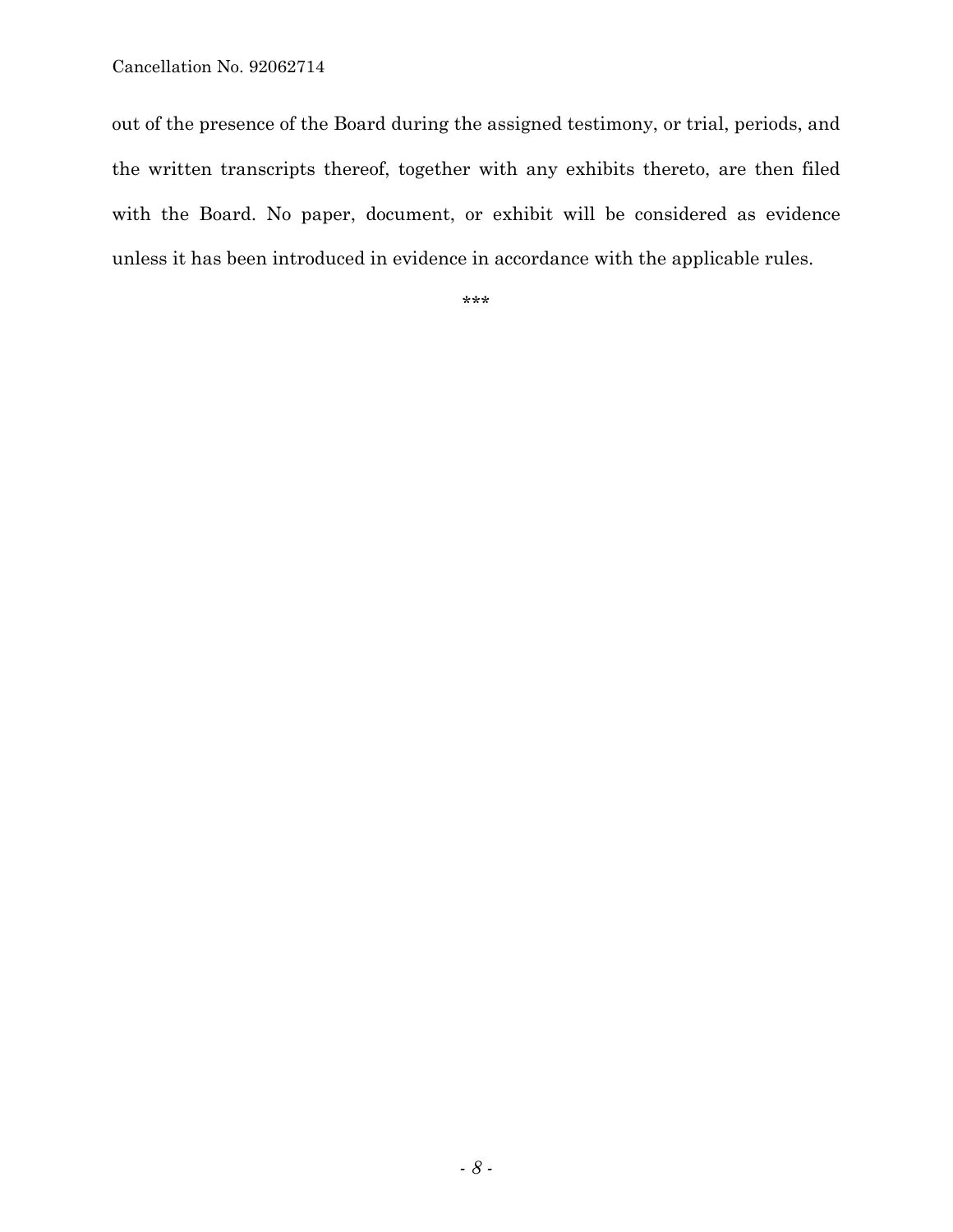out of the presence of the Board during the assigned testimony, or trial, periods, and the written transcripts thereof, together with any exhibits thereto, are then filed with the Board. No paper, document, or exhibit will be considered as evidence unless it has been introduced in evidence in accordance with the applicable rules.

***